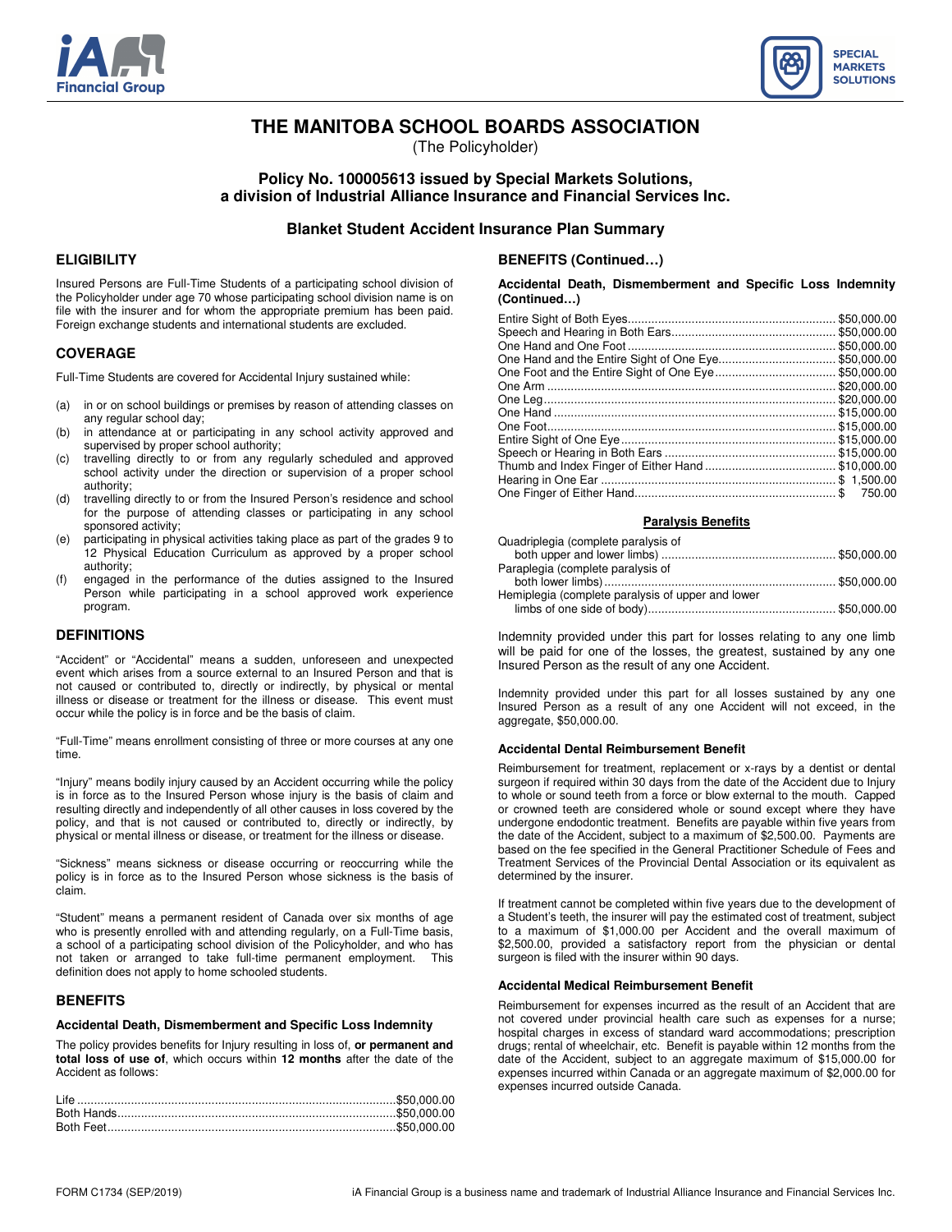# THE MANITOBA SCHOOL BOARDS ASSOCIATION

(The Policyholder)

## Policy No. 100005613 issued by Special Markets Solutions, a division of Industrial Alliance Insurance and Financial Services Inc.

## Blanket Student Accident Insurance Plan Summary

### ELIGIBILITY

Insured Persons are Full-Time Students of a participating school division of the Policyholder under age 70 whose participating school division name is on file with the insurer and for whom the appropriate premium has been paid. Foreign exchange students and international students are excluded.

### COVERAGE

Full-Time Students are covered for Accidental Injury sustained while:

(a) in or on school buildings or premises by reason of attending classes on any regular school day;

(b) in attendance at or participating in any school activity approved and supervised by proper school authority;

(c) travelling directly to or from any regularly scheduled and approved school activity under the direction or supervision of a proper school authority;

(d) travelling directly to or from the Insured Person's residence and school for the purpose of attending classes or participating in any school sponsored activity;

(e) participating in physical activities taking place as part of the grades 9 to 12 Physical Education Curriculum as approved by a proper school authority;

(f) engaged in the performance of the duties assigned to the Insured Person while participating in a school approved work experience program.

### DEFINITIONS

"Accident" or "Accidental" means a sudden, unforeseen and unexpected event which arises from a source external to an Insured Person and that is not caused or contributed to, directly or indirectly, by physical or mental illness or disease or treatment for the illness or disease. This event must occur while the policy is in force and be the basis of claim.

"Full-Time" means enrollment consisting of three or more courses at any one time.

"Injury" means bodily injury caused by an Accident occurring while the policy is in force as to the Insured Person whose injury is the basis of claim and resulting directly and independently of all other causes in loss covered by the policy, and that is not caused or contributed to, directly or indirectly, by physical or mental illness or disease, or treatment for the illness or disease.

"Sickness" means sickness or disease occurring or reoccurring while the policy is in force as to the Insured Person whose sickness is the basis of claim.

"Student" means a permanent resident of Canada over six months of age who is presently enrolled with and attending regularly, on a Full-Time basis, a school of a participating school division of the Policyholder, and who has not taken or arranged to take full-time permanent employment. This definition does not apply to home schooled students.

### BENEFITS

#### Accidental Death, Dismemberment and Specific Loss Indemnity

The policy provides benefits for Injury resulting in loss of, **or permanent and total loss of use of**, which occurs within **12 months** after the date of the Accident as follows:

| | |
|---|---|
| Life | $50,000.00 |
| Both Hands | $50,000.00 |
| Both Feet | $50,000.00 |
| Entire Sight of Both Eyes | $50,000.00 |
| Speech and Hearing in Both Ears | $50,000.00 |
| One Hand and One Foot | $50,000.00 |
| One Hand and the Entire Sight of One Eye | $50,000.00 |
| One Foot and the Entire Sight of One Eye | $50,000.00 |
| One Arm | $20,000.00 |
| One Leg | $20,000.00 |
| One Hand | $15,000.00 |
| One Foot | $15,000.00 |
| Entire Sight of One Eye | $15,000.00 |
| Speech or Hearing in Both Ears | $15,000.00 |
| Thumb and Index Finger of Either Hand | $10,000.00 |
| Hearing in One Ear | $ 1,500.00 |
| One Finger of Either Hand | $ 750.00 |

**Paralysis Benefits**

| | |
|---|---|
| Quadriplegia (complete paralysis of both upper and lower limbs) | $50,000.00 |
| Paraplegia (complete paralysis of both lower limbs) | $50,000.00 |
| Hemiplegia (complete paralysis of upper and lower limbs of one side of body) | $50,000.00 |

Indemnity provided under this part for losses relating to any one limb will be paid for one of the losses, the greatest, sustained by any one Insured Person as the result of any one Accident.

Indemnity provided under this part for all losses sustained by any one Insured Person as a result of any one Accident will not exceed, in the aggregate, $50,000.00.

#### Accidental Dental Reimbursement Benefit

Reimbursement for treatment, replacement or x-rays by a dentist or dental surgeon if required within 30 days from the date of the Accident due to Injury to whole or sound teeth from a force or blow external to the mouth. Capped or crowned teeth are considered whole or sound except where they have undergone endodontic treatment. Benefits are payable within five years from the date of the Accident, subject to a maximum of $2,500.00. Payments are based on the fee specified in the General Practitioner Schedule of Fees and Treatment Services of the Provincial Dental Association or its equivalent as determined by the insurer.

If treatment cannot be completed within five years due to the development of a Student's teeth, the insurer will pay the estimated cost of treatment, subject to a maximum of $1,000.00 per Accident and the overall maximum of $2,500.00, provided a satisfactory report from the physician or dental surgeon is filed with the insurer within 90 days.

#### Accidental Medical Reimbursement Benefit

Reimbursement for expenses incurred as the result of an Accident that are not covered under provincial health care such as expenses for a nurse; hospital charges in excess of standard ward accommodations; prescription drugs; rental of wheelchair, etc. Benefit is payable within 12 months from the date of the Accident, subject to an aggregate maximum of $15,000.00 for expenses incurred within Canada or an aggregate maximum of $2,000.00 for expenses incurred outside Canada.

FORM C1734 (SEP/2019) iA Financial Group is a business name and trademark of Industrial Alliance Insurance and Financial Services Inc.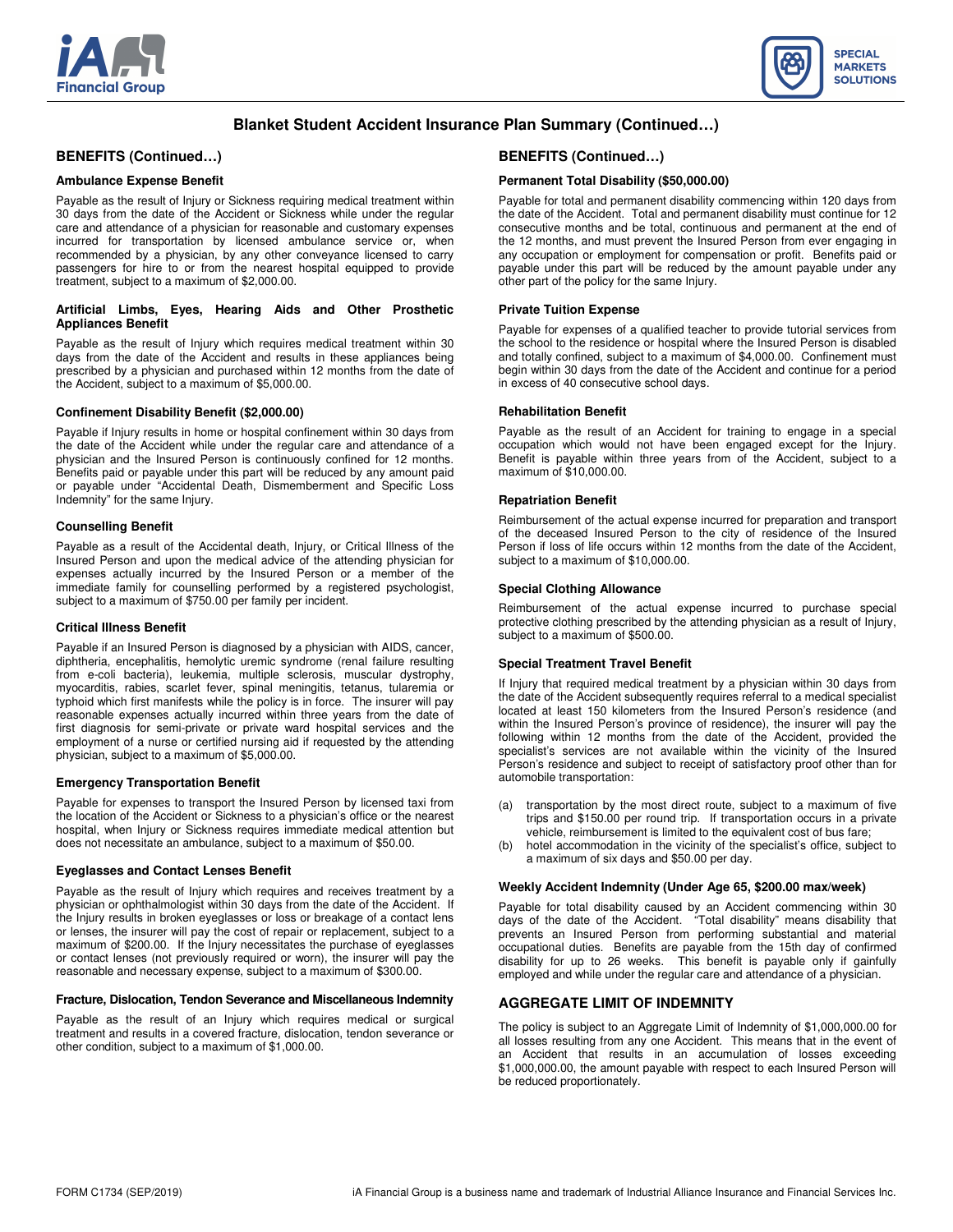# Blanket Student Accident Insurance Plan Summary (Continued…)

## BENEFITS (Continued…)

### Ambulance Expense Benefit

Payable as the result of Injury or Sickness requiring medical treatment within 30 days from the date of the Accident or Sickness while under the regular care and attendance of a physician for reasonable and customary expenses incurred for transportation by licensed ambulance service or, when recommended by a physician, by any other conveyance licensed to carry passengers for hire to or from the nearest hospital equipped to provide treatment, subject to a maximum of $2,000.00.

### Artificial Limbs, Eyes, Hearing Aids and Other Prosthetic Appliances Benefit

Payable as the result of Injury which requires medical treatment within 30 days from the date of the Accident and results in these appliances being prescribed by a physician and purchased within 12 months from the date of the Accident, subject to a maximum of $5,000.00.

### Confinement Disability Benefit ($2,000.00)

Payable if Injury results in home or hospital confinement within 30 days from the date of the Accident while under the regular care and attendance of a physician and the Insured Person is continuously confined for 12 months. Benefits paid or payable under this part will be reduced by any amount paid or payable under "Accidental Death, Dismemberment and Specific Loss Indemnity" for the same Injury.

### Counselling Benefit

Payable as a result of the Accidental death, Injury, or Critical Illness of the Insured Person and upon the medical advice of the attending physician for expenses actually incurred by the Insured Person or a member of the immediate family for counselling performed by a registered psychologist, subject to a maximum of $750.00 per family per incident.

### Critical Illness Benefit

Payable if an Insured Person is diagnosed by a physician with AIDS, cancer, diphtheria, encephalitis, hemolytic uremic syndrome (renal failure resulting from e-coli bacteria), leukemia, multiple sclerosis, muscular dystrophy, myocarditis, rabies, scarlet fever, spinal meningitis, tetanus, tularemia or typhoid which first manifests while the policy is in force. The insurer will pay reasonable expenses actually incurred within three years from the date of first diagnosis for semi-private or private ward hospital services and the employment of a nurse or certified nursing aid if requested by the attending physician, subject to a maximum of $5,000.00.

### Emergency Transportation Benefit

Payable for expenses to transport the Insured Person by licensed taxi from the location of the Accident or Sickness to a physician's office or the nearest hospital, when Injury or Sickness requires immediate medical attention but does not necessitate an ambulance, subject to a maximum of $50.00.

### Eyeglasses and Contact Lenses Benefit

Payable as the result of Injury which requires and receives treatment by a physician or ophthalmologist within 30 days from the date of the Accident. If the Injury results in broken eyeglasses or loss or breakage of a contact lens or lenses, the insurer will pay the cost of repair or replacement, subject to a maximum of $200.00. If the Injury necessitates the purchase of eyeglasses or contact lenses (not previously required or worn), the insurer will pay the reasonable and necessary expense, subject to a maximum of $300.00.

### Fracture, Dislocation, Tendon Severance and Miscellaneous Indemnity

Payable as the result of an Injury which requires medical or surgical treatment and results in a covered fracture, dislocation, tendon severance or other condition, subject to a maximum of $1,000.00.

### Permanent Total Disability ($50,000.00)

Payable for total and permanent disability commencing within 120 days from the date of the Accident. Total and permanent disability must continue for 12 consecutive months and be total, continuous and permanent at the end of the 12 months, and must prevent the Insured Person from ever engaging in any occupation or employment for compensation or profit. Benefits paid or payable under this part will be reduced by the amount payable under any other part of the policy for the same Injury.

### Private Tuition Expense

Payable for expenses of a qualified teacher to provide tutorial services from the school to the residence or hospital where the Insured Person is disabled and totally confined, subject to a maximum of $4,000.00. Confinement must begin within 30 days from the date of the Accident and continue for a period in excess of 40 consecutive school days.

### Rehabilitation Benefit

Payable as the result of an Accident for training to engage in a special occupation which would not have been engaged except for the Injury. Benefit is payable within three years from of the Accident, subject to a maximum of $10,000.00.

### Repatriation Benefit

Reimbursement of the actual expense incurred for preparation and transport of the deceased Insured Person to the city of residence of the Insured Person if loss of life occurs within 12 months from the date of the Accident, subject to a maximum of $10,000.00.

### Special Clothing Allowance

Reimbursement of the actual expense incurred to purchase special protective clothing prescribed by the attending physician as a result of Injury, subject to a maximum of $500.00.

### Special Treatment Travel Benefit

If Injury that required medical treatment by a physician within 30 days from the date of the Accident subsequently requires referral to a medical specialist located at least 150 kilometers from the Insured Person's residence (and within the Insured Person's province of residence), the insurer will pay the following within 12 months from the date of the Accident, provided the specialist's services are not available within the vicinity of the Insured Person's residence and subject to receipt of satisfactory proof other than for automobile transportation:

(a) transportation by the most direct route, subject to a maximum of five trips and $150.00 per round trip. If transportation occurs in a private vehicle, reimbursement is limited to the equivalent cost of bus fare;
(b) hotel accommodation in the vicinity of the specialist's office, subject to a maximum of six days and $50.00 per day.

### Weekly Accident Indemnity (Under Age 65, $200.00 max/week)

Payable for total disability caused by an Accident commencing within 30 days of the date of the Accident. "Total disability" means disability that prevents an Insured Person from performing substantial and material occupational duties. Benefits are payable from the 15th day of confirmed disability for up to 26 weeks. This benefit is payable only if gainfully employed and while under the regular care and attendance of a physician.

## AGGREGATE LIMIT OF INDEMNITY

The policy is subject to an Aggregate Limit of Indemnity of $1,000,000.00 for all losses resulting from any one Accident. This means that in the event of an Accident that results in an accumulation of losses exceeding $1,000,000.00, the amount payable with respect to each Insured Person will be reduced proportionately.

FORM C1734 (SEP/2019) iA Financial Group is a business name and trademark of Industrial Alliance Insurance and Financial Services Inc.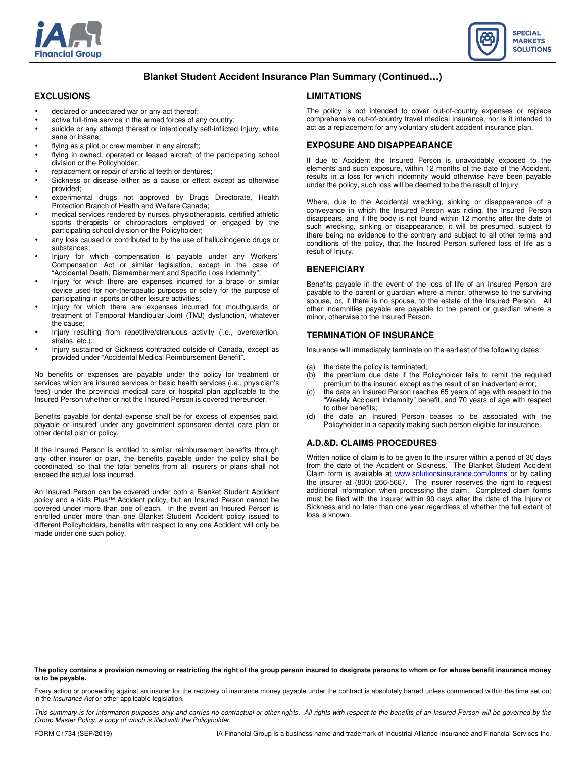# Blanket Student Accident Insurance Plan Summary (Continued…)

## EXCLUSIONS

- declared or undeclared war or any act thereof;
- active full-time service in the armed forces of any country;
- suicide or any attempt thereat or intentionally self-inflicted Injury, while sane or insane;
- flying as a pilot or crew member in any aircraft;
- flying in owned, operated or leased aircraft of the participating school division or the Policyholder;
- replacement or repair of artificial teeth or dentures;
- Sickness or disease either as a cause or effect except as otherwise provided;
- experimental drugs not approved by Drugs Directorate, Health Protection Branch of Health and Welfare Canada;
- medical services rendered by nurses, physiotherapists, certified athletic sports therapists or chiropractors employed or engaged by the participating school division or the Policyholder;
- any loss caused or contributed to by the use of hallucinogenic drugs or substances;
- Injury for which compensation is payable under any Workers' Compensation Act or similar legislation, except in the case of "Accidental Death, Dismemberment and Specific Loss Indemnity";
- Injury for which there are expenses incurred for a brace or similar device used for non-therapeutic purposes or solely for the purpose of participating in sports or other leisure activities;
- Injury for which there are expenses incurred for mouthguards or treatment of Temporal Mandibular Joint (TMJ) dysfunction, whatever the cause;
- Injury resulting from repetitive/strenuous activity (i.e., overexertion, strains, etc.);
- Injury sustained or Sickness contracted outside of Canada, except as provided under "Accidental Medical Reimbursement Benefit".

No benefits or expenses are payable under the policy for treatment or services which are insured services or basic health services (i.e., physician's fees) under the provincial medical care or hospital plan applicable to the Insured Person whether or not the Insured Person is covered thereunder.

Benefits payable for dental expense shall be for excess of expenses paid, payable or insured under any government sponsored dental care plan or other dental plan or policy.

If the Insured Person is entitled to similar reimbursement benefits through any other insurer or plan, the benefits payable under the policy shall be coordinated, so that the total benefits from all insurers or plans shall not exceed the actual loss incurred.

An Insured Person can be covered under both a Blanket Student Accident policy and a Kids Plus™ Accident policy, but an Insured Person cannot be covered under more than one of each. In the event an Insured Person is enrolled under more than one Blanket Student Accident policy issued to different Policyholders, benefits with respect to any one Accident will only be made under one such policy.

## LIMITATIONS

The policy is not intended to cover out-of-country expenses or replace comprehensive out-of-country travel medical insurance, nor is it intended to act as a replacement for any voluntary student accident insurance plan.

## EXPOSURE AND DISAPPEARANCE

If due to Accident the Insured Person is unavoidably exposed to the elements and such exposure, within 12 months of the date of the Accident, results in a loss for which indemnity would otherwise have been payable under the policy, such loss will be deemed to be the result of Injury.

Where, due to the Accidental wrecking, sinking or disappearance of a conveyance in which the Insured Person was riding, the Insured Person disappears, and if the body is not found within 12 months after the date of such wrecking, sinking or disappearance, it will be presumed, subject to there being no evidence to the contrary and subject to all other terms and conditions of the policy, that the Insured Person suffered loss of life as a result of Injury.

## BENEFICIARY

Benefits payable in the event of the loss of life of an Insured Person are payable to the parent or guardian where a minor, otherwise to the surviving spouse, or, if there is no spouse, to the estate of the Insured Person. All other indemnities payable are payable to the parent or guardian where a minor, otherwise to the Insured Person.

## TERMINATION OF INSURANCE

Insurance will immediately terminate on the earliest of the following dates:

(a) the date the policy is terminated;
(b) the premium due date if the Policyholder fails to remit the required premium to the insurer, except as the result of an inadvertent error;
(c) the date an Insured Person reaches 65 years of age with respect to the "Weekly Accident Indemnity" benefit, and 70 years of age with respect to other benefits;
(d) the date an Insured Person ceases to be associated with the Policyholder in a capacity making such person eligible for insurance.

## A.D.&D. CLAIMS PROCEDURES

Written notice of claim is to be given to the insurer within a period of 30 days from the date of the Accident or Sickness. The Blanket Student Accident Claim form is available at www.solutionsinsurance.com/forms or by calling the insurer at (800) 266-5667. The insurer reserves the right to request additional information when processing the claim. Completed claim forms must be filed with the insurer within 90 days after the date of the Injury or Sickness and no later than one year regardless of whether the full extent of loss is known.

**The policy contains a provision removing or restricting the right of the group person insured to designate persons to whom or for whose benefit insurance money is to be payable.**

Every action or proceeding against an insurer for the recovery of insurance money payable under the contract is absolutely barred unless commenced within the time set out in the *Insurance Act* or other applicable legislation.

*This summary is for information purposes only and carries no contractual or other rights. All rights with respect to the benefits of an Insured Person will be governed by the Group Master Policy, a copy of which is filed with the Policyholder.*

FORM C1734 (SEP/2019) iA Financial Group is a business name and trademark of Industrial Alliance Insurance and Financial Services Inc.